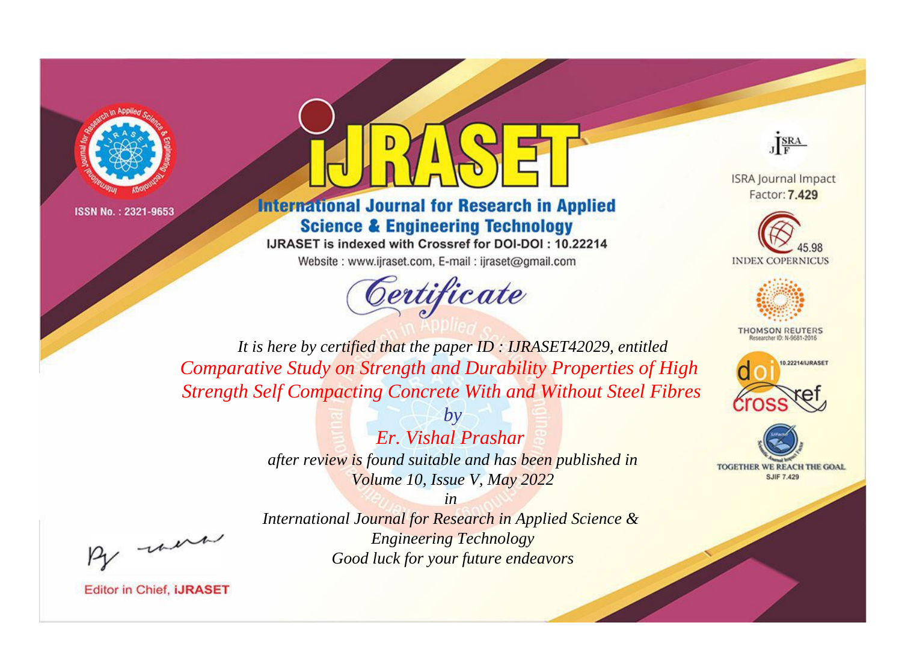ISSN No. : 2321-9653

# IJRASET

## International Journal for Research in Applied Science & Engineering Technology

IJRASET is indexed with Crossref for DOI-DOI : 10.22214

Website : www.ijraset.com, E-mail : ijraset@gmail.com

## Certificate

*It is here by certified that the paper ID : IJRASET42029, entitled*

*Comparative Study on Strength and Durability Properties of High Strength Self Compacting Concrete With and Without Steel Fibres*

*by*

*Er. Vishal Prashar*

*after review is found suitable and has been published in*

*Volume 10, Issue V, May 2022*

*in*

*International Journal for Research in Applied Science & Engineering Technology*

*Good luck for your future endeavors*

ISRA Journal Impact Factor: **7.429**

45.98 INDEX COPERNICUS

THOMSON REUTERS Researcher ID: N-9681-2016

10.22214/IJRASET

TOGETHER WE REACH THE GOAL SJIF 7.429

Editor in Chief, **IJRASET**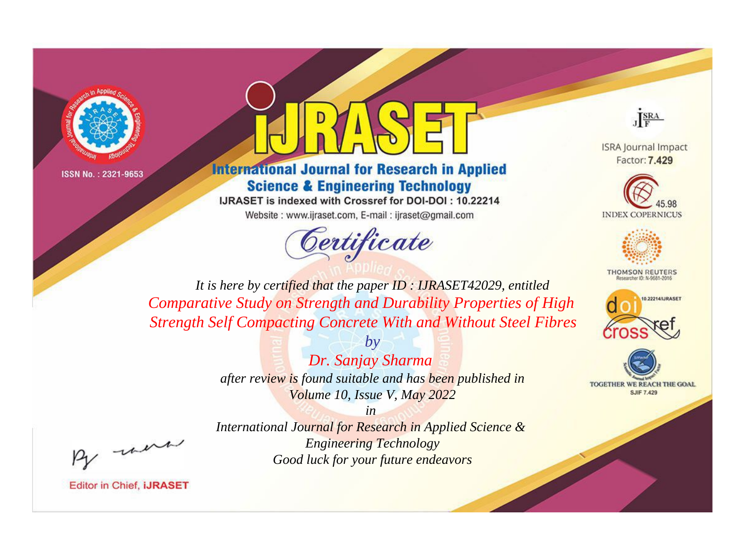ISSN No. : 2321-9653

# IJRASET

## International Journal for Research in Applied Science & Engineering Technology

IJRASET is indexed with Crossref for DOI-DOI : 10.22214

Website : www.ijraset.com, E-mail : ijraset@gmail.com

ISRA Journal Impact Factor: **7.429**

45.98 INDEX COPERNICUS

THOMSON REUTERS Researcher ID: N-9681-2016

10.22214/IJRASET

TOGETHER WE REACH THE GOAL SJIF 7.429

# Certificate

*It is here by certified that the paper ID : IJRASET42029, entitled*

*Comparative Study on Strength and Durability Properties of High Strength Self Compacting Concrete With and Without Steel Fibres*

*by*

*Dr. Sanjay Sharma*

*after review is found suitable and has been published in*

*Volume 10, Issue V, May 2022*

*in*

*International Journal for Research in Applied Science & Engineering Technology*

*Good luck for your future endeavors*

Editor in Chief, **iJRASET**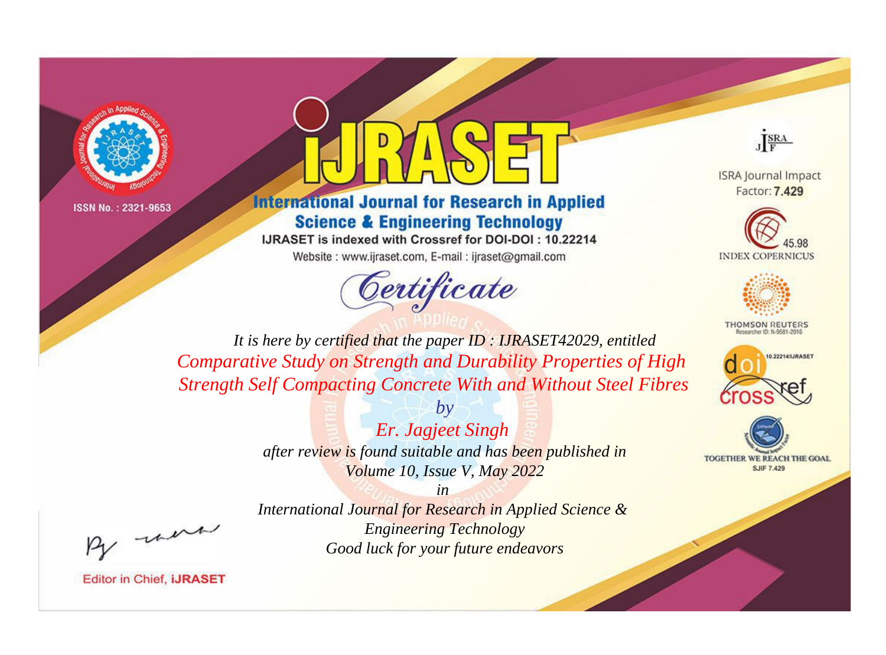ISSN No. : 2321-9653

# iJRASET

## International Journal for Research in Applied Science & Engineering Technology

IJRASET is indexed with Crossref for DOI-DOI : 10.22214

Website : www.ijraset.com, E-mail : ijraset@gmail.com

ISRA Journal Impact Factor: **7.429**

45.98 INDEX COPERNICUS

THOMSON REUTERS Researcher ID: N-9681-2016

10.22214/IJRASET

TOGETHER WE REACH THE GOAL SJIF 7.429

*Certificate*

*It is here by certified that the paper ID : IJRASET42029, entitled*

*Comparative Study on Strength and Durability Properties of High Strength Self Compacting Concrete With and Without Steel Fibres*

*by*

*Er. Jagjeet Singh*

*after review is found suitable and has been published in*

*Volume 10, Issue V, May 2022*

*in*

*International Journal for Research in Applied Science & Engineering Technology*

*Good luck for your future endeavors*

Editor in Chief, **iJRASET**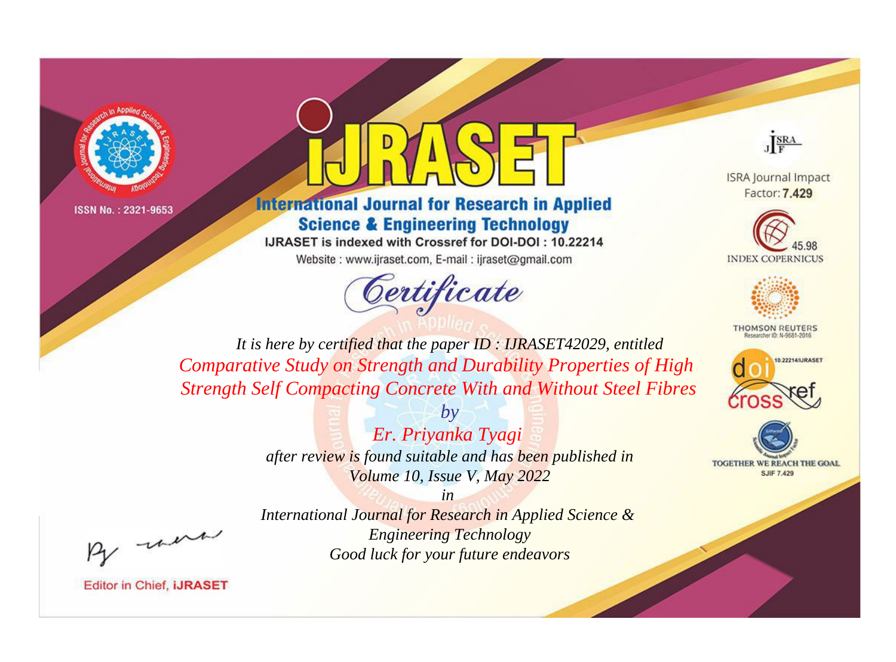ISSN No. : 2321-9653

# iJRASET

## International Journal for Research in Applied Science & Engineering Technology

IJRASET is indexed with Crossref for DOI-DOI : 10.22214

Website : www.ijraset.com, E-mail : ijraset@gmail.com

ISRA Journal Impact Factor: **7.429**

45.98 INDEX COPERNICUS

THOMSON REUTERS Researcher ID: N-9681-2016

10.22214/IJRASET

TOGETHER WE REACH THE GOAL SJIF 7.429

*Certificate*

*It is here by certified that the paper ID : IJRASET42029, entitled*

*Comparative Study on Strength and Durability Properties of High Strength Self Compacting Concrete With and Without Steel Fibres*

*by*

*Er. Priyanka Tyagi*

*after review is found suitable and has been published in*

*Volume 10, Issue V, May 2022*

*in*

*International Journal for Research in Applied Science & Engineering Technology*

*Good luck for your future endeavors*

Editor in Chief, **iJRASET**